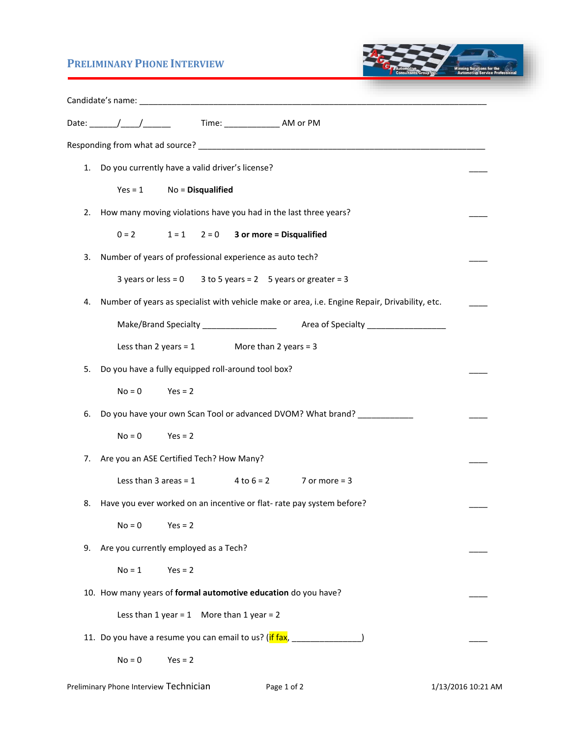# PRELIMINARY PHONE INTERVIEW

Candidate's name: ____________________________________________________________________________

Date: ______/____/______          Time: ____________ AM or PM

Responding from what ad source? ______________________________________________________________

1. Do you currently have a valid driver's license? ____

   Yes = 1          No = **Disqualified**

2. How many moving violations have you had in the last three years? ____

   0 = 2          1 = 1     2 = 0     **3 or more = Disqualified**

3. Number of years of professional experience as auto tech? ____

   3 years or less = 0     3 to 5 years = 2     5 years or greater = 3

4. Number of years as specialist with vehicle make or area, i.e. Engine Repair, Drivability, etc. ____

   Make/Brand Specialty ________________          Area of Specialty _________________

   Less than 2 years = 1               More than 2 years = 3

5. Do you have a fully equipped roll-around tool box? ____

   No = 0          Yes = 2

6. Do you have your own Scan Tool or advanced DVOM? What brand? ____________ ____

   No = 0          Yes = 2

7. Are you an ASE Certified Tech? How Many? ____

   Less than 3 areas = 1          4 to 6 = 2          7 or more = 3

8. Have you ever worked on an incentive or flat- rate pay system before? ____

   No = 0          Yes = 2

9. Are you currently employed as a Tech? ____

   No = 1          Yes = 2

10. How many years of **formal automotive education** do you have? ____

    Less than 1 year = 1     More than 1 year = 2

11. Do you have a resume you can email to us? (if fax, _______________) ____

    No = 0          Yes = 2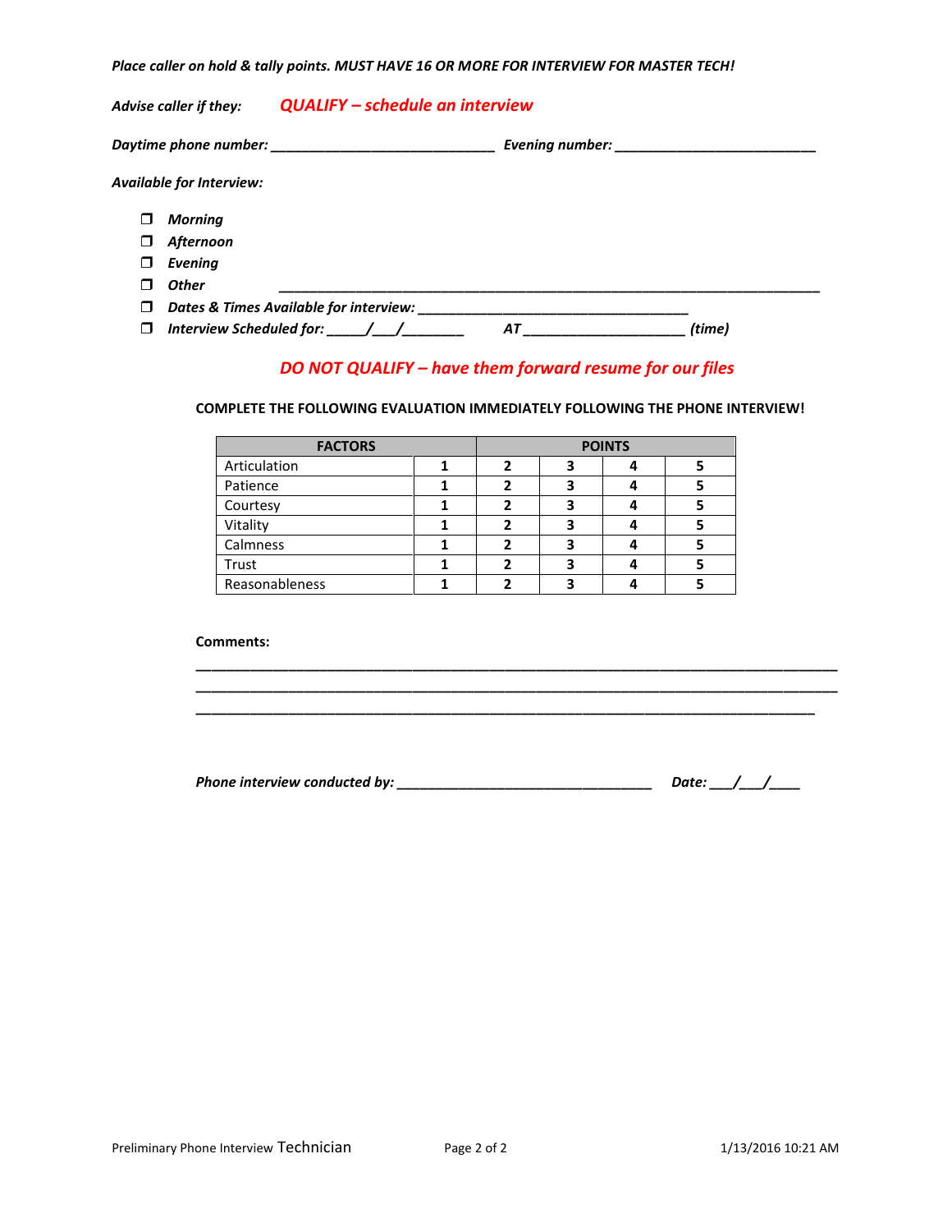***Place caller on hold & tally points. MUST HAVE 16 OR MORE FOR INTERVIEW FOR MASTER TECH!***

***Advise caller if they:*** ***QUALIFY – schedule an interview***

***Daytime phone number:*** ______________________________ ***Evening number:*** ___________________________

***Available for Interview:***

- ❒ ***Morning***
- ❒ ***Afternoon***
- ❒ ***Evening***
- ❒ ***Other*** ________________________________________________________________________
- ❒ ***Dates & Times Available for interview:*** ____________________________________
- ❒ ***Interview Scheduled for:*** _____/___/________ ***AT*** _____________________ ***(time)***

***DO NOT QUALIFY – have them forward resume for our files***

**COMPLETE THE FOLLOWING EVALUATION IMMEDIATELY FOLLOWING THE PHONE INTERVIEW!**

| FACTORS | POINTS | | | | |
|---|---|---|---|---|---|
| Articulation | 1 | 2 | 3 | 4 | 5 |
| Patience | 1 | 2 | 3 | 4 | 5 |
| Courtesy | 1 | 2 | 3 | 4 | 5 |
| Vitality | 1 | 2 | 3 | 4 | 5 |
| Calmness | 1 | 2 | 3 | 4 | 5 |
| Trust | 1 | 2 | 3 | 4 | 5 |
| Reasonableness | 1 | 2 | 3 | 4 | 5 |

**Comments:**

______________________________________________________________________________________

______________________________________________________________________________________

___________________________________________________________________________________

***Phone interview conducted by:*** __________________________________ ***Date:*** ___/___/____